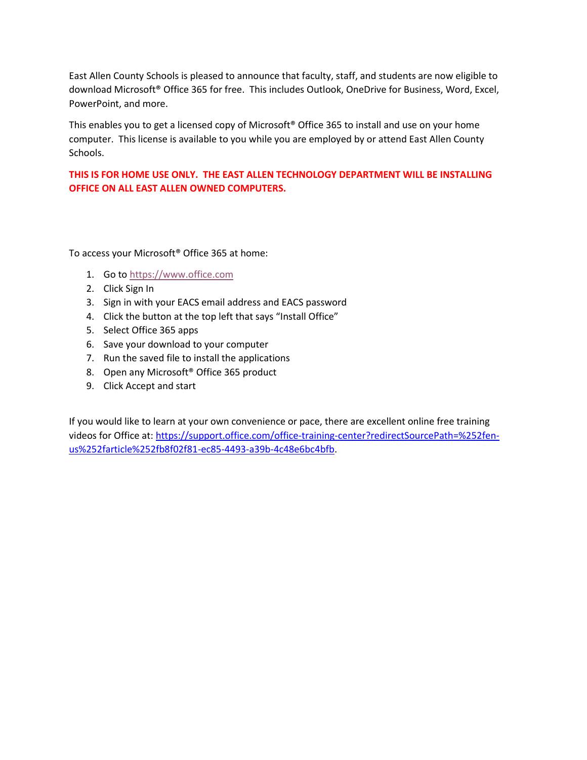East Allen County Schools is pleased to announce that faculty, staff, and students are now eligible to download Microsoft® Office 365 for free. This includes Outlook, OneDrive for Business, Word, Excel, PowerPoint, and more.

This enables you to get a licensed copy of Microsoft® Office 365 to install and use on your home computer. This license is available to you while you are employed by or attend East Allen County Schools.

**THIS IS FOR HOME USE ONLY. THE EAST ALLEN TECHNOLOGY DEPARTMENT WILL BE INSTALLING OFFICE ON ALL EAST ALLEN OWNED COMPUTERS.**

To access your Microsoft® Office 365 at home:

1. Go to https://www.office.com
2. Click Sign In
3. Sign in with your EACS email address and EACS password
4. Click the button at the top left that says "Install Office"
5. Select Office 365 apps
6. Save your download to your computer
7. Run the saved file to install the applications
8. Open any Microsoft® Office 365 product
9. Click Accept and start

If you would like to learn at your own convenience or pace, there are excellent online free training videos for Office at: https://support.office.com/office-training-center?redirectSourcePath=%252fen-us%252farticle%252fb8f02f81-ec85-4493-a39b-4c48e6bc4bfb.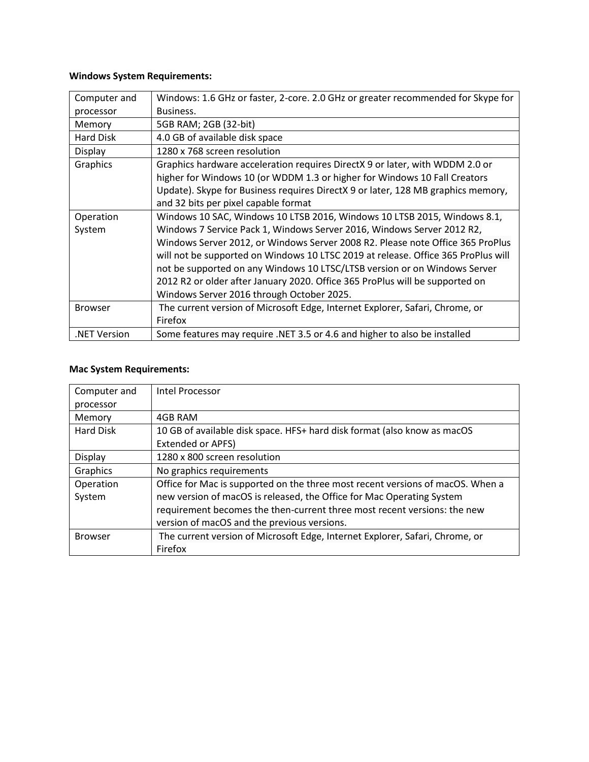**Windows System Requirements:**

| | |
|---|---|
| Computer and processor | Windows: 1.6 GHz or faster, 2-core. 2.0 GHz or greater recommended for Skype for Business. |
| Memory | 5GB RAM; 2GB (32-bit) |
| Hard Disk | 4.0 GB of available disk space |
| Display | 1280 x 768 screen resolution |
| Graphics | Graphics hardware acceleration requires DirectX 9 or later, with WDDM 2.0 or higher for Windows 10 (or WDDM 1.3 or higher for Windows 10 Fall Creators Update). Skype for Business requires DirectX 9 or later, 128 MB graphics memory, and 32 bits per pixel capable format |
| Operation System | Windows 10 SAC, Windows 10 LTSB 2016, Windows 10 LTSB 2015, Windows 8.1, Windows 7 Service Pack 1, Windows Server 2016, Windows Server 2012 R2, Windows Server 2012, or Windows Server 2008 R2. Please note Office 365 ProPlus will not be supported on Windows 10 LTSC 2019 at release. Office 365 ProPlus will not be supported on any Windows 10 LTSC/LTSB version or on Windows Server 2012 R2 or older after January 2020. Office 365 ProPlus will be supported on Windows Server 2016 through October 2025. |
| Browser | The current version of Microsoft Edge, Internet Explorer, Safari, Chrome, or Firefox |
| .NET Version | Some features may require .NET 3.5 or 4.6 and higher to also be installed |

**Mac System Requirements:**

| | |
|---|---|
| Computer and processor | Intel Processor |
| Memory | 4GB RAM |
| Hard Disk | 10 GB of available disk space. HFS+ hard disk format (also know as macOS Extended or APFS) |
| Display | 1280 x 800 screen resolution |
| Graphics | No graphics requirements |
| Operation System | Office for Mac is supported on the three most recent versions of macOS. When a new version of macOS is released, the Office for Mac Operating System requirement becomes the then-current three most recent versions: the new version of macOS and the previous versions. |
| Browser | The current version of Microsoft Edge, Internet Explorer, Safari, Chrome, or Firefox |